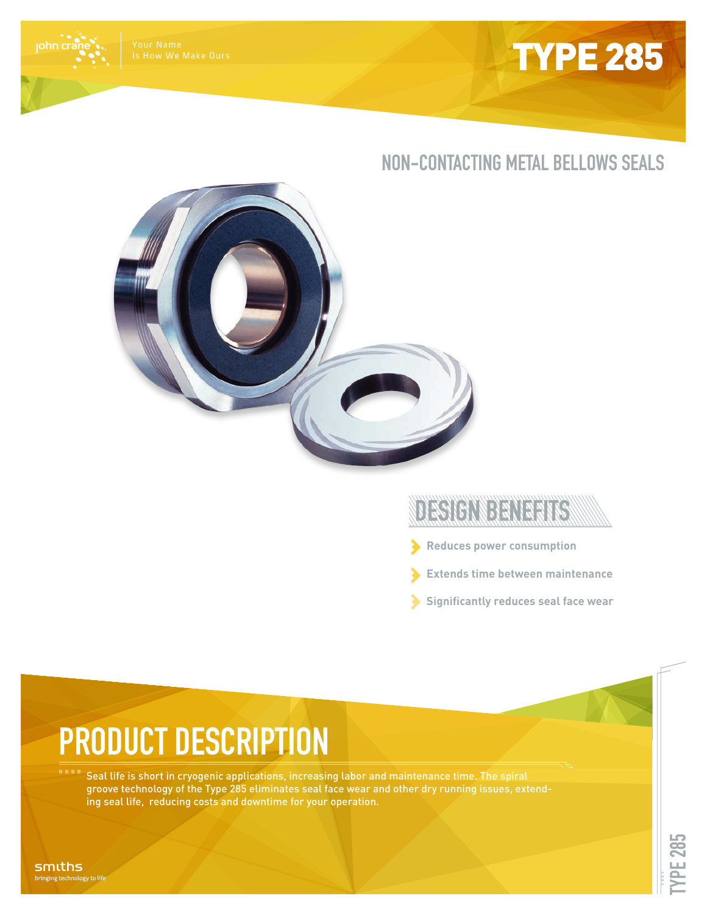john crane | Your Name Is How We Make Ours

# TYPE 285

## NON-CONTACTING METAL BELLOWS SEALS

## DESIGN BENEFITS

- Reduces power consumption
- Extends time between maintenance
- Significantly reduces seal face wear

## PRODUCT DESCRIPTION

Seal life is short in cryogenic applications, increasing labor and maintenance time. The spiral groove technology of the Type 285 eliminates seal face wear and other dry running issues, extending seal life, reducing costs and downtime for your operation.

smiths
bringing technology to life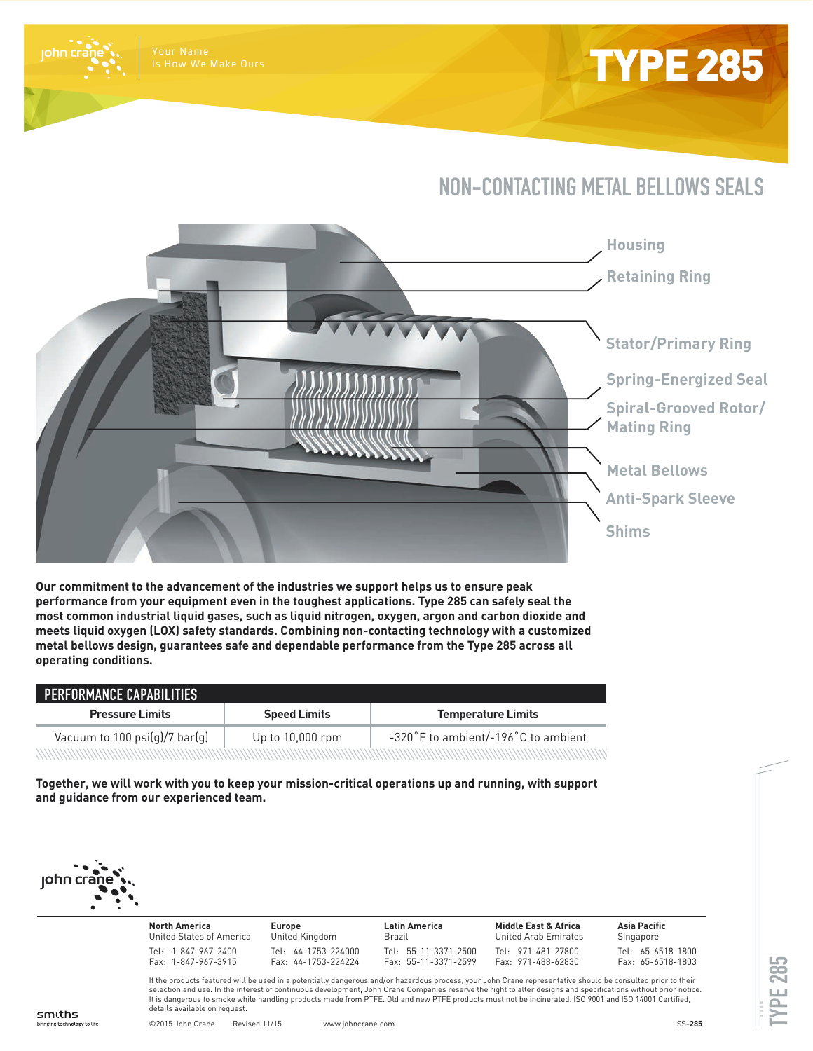# TYPE 285

## NON-CONTACTING METAL BELLOWS SEALS

Housing

Retaining Ring

Stator/Primary Ring

Spring-Energized Seal

Spiral-Grooved Rotor/ Mating Ring

Metal Bellows

Anti-Spark Sleeve

Shims

**Our commitment to the advancement of the industries we support helps us to ensure peak performance from your equipment even in the toughest applications. Type 285 can safely seal the most common industrial liquid gases, such as liquid nitrogen, oxygen, argon and carbon dioxide and meets liquid oxygen (LOX) safety standards. Combining non-contacting technology with a customized metal bellows design, guarantees safe and dependable performance from the Type 285 across all operating conditions.**

### PERFORMANCE CAPABILITIES

| Pressure Limits | Speed Limits | Temperature Limits |
|---|---|---|
| Vacuum to 100 psi(g)/7 bar(g) | Up to 10,000 rpm | -320˚F to ambient/-196˚C to ambient |

**Together, we will work with you to keep your mission-critical operations up and running, with support and guidance from our experienced team.**

john crane

| North America | Europe | Latin America | Middle East & Africa | Asia Pacific |
|---|---|---|---|---|
| United States of America | United Kingdom | Brazil | United Arab Emirates | Singapore |
| Tel: 1-847-967-2400 | Tel: 44-1753-224000 | Tel: 55-11-3371-2500 | Tel: 971-481-27800 | Tel: 65-6518-1800 |
| Fax: 1-847-967-3915 | Fax: 44-1753-224224 | Fax: 55-11-3371-2599 | Fax: 971-488-62830 | Fax: 65-6518-1803 |

If the products featured will be used in a potentially dangerous and/or hazardous process, your John Crane representative should be consulted prior to their selection and use. In the interest of continuous development, John Crane Companies reserve the right to alter designs and specifications without prior notice. It is dangerous to smoke while handling products made from PTFE. Old and new PTFE products must not be incinerated. ISO 9001 and ISO 14001 Certified, details available on request.

smiths bringing technology to life

©2015 John Crane Revised 11/15 www.johncrane.com SS-285